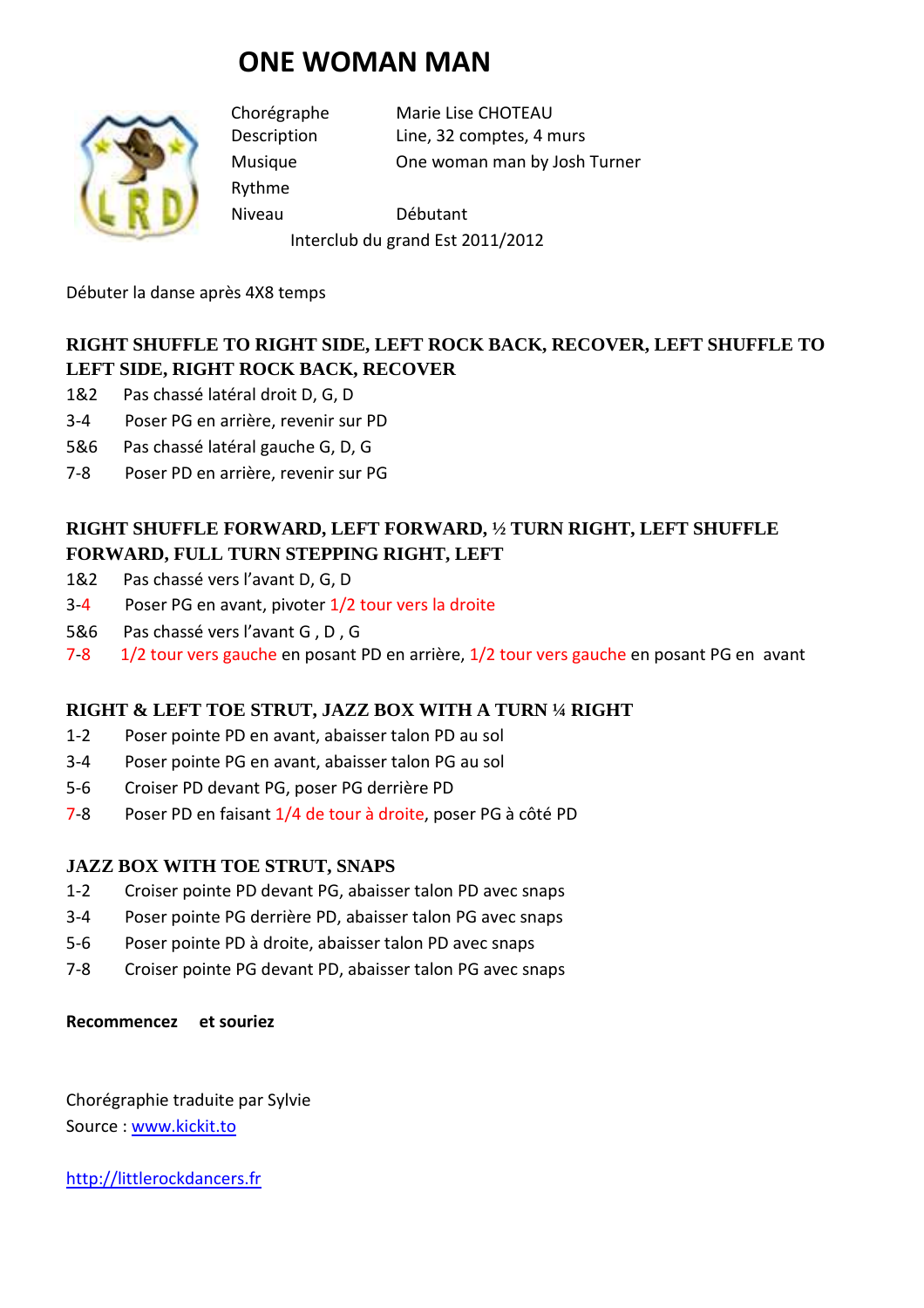# ONE WOMAN MAN

| | |
|---|---|
| Chorégraphe | Marie Lise CHOTEAU |
| Description | Line, 32 comptes, 4 murs |
| Musique | One woman man by Josh Turner |
| Rythme | |
| Niveau | Débutant |

Interclub du grand Est 2011/2012

Débuter la danse après 4X8 temps

### RIGHT SHUFFLE TO RIGHT SIDE, LEFT ROCK BACK, RECOVER, LEFT SHUFFLE TO LEFT SIDE, RIGHT ROCK BACK, RECOVER

1&2 Pas chassé latéral droit D, G, D
3-4 Poser PG en arrière, revenir sur PD
5&6 Pas chassé latéral gauche G, D, G
7-8 Poser PD en arrière, revenir sur PG

### RIGHT SHUFFLE FORWARD, LEFT FORWARD, ½ TURN RIGHT, LEFT SHUFFLE FORWARD, FULL TURN STEPPING RIGHT, LEFT

1&2 Pas chassé vers l'avant D, G, D
3-4 Poser PG en avant, pivoter 1/2 tour vers la droite
5&6 Pas chassé vers l'avant G , D , G
7-8 1/2 tour vers gauche en posant PD en arrière, 1/2 tour vers gauche en posant PG en avant

### RIGHT & LEFT TOE STRUT, JAZZ BOX WITH A TURN ¼ RIGHT

1-2 Poser pointe PD en avant, abaisser talon PD au sol
3-4 Poser pointe PG en avant, abaisser talon PG au sol
5-6 Croiser PD devant PG, poser PG derrière PD
7-8 Poser PD en faisant 1/4 de tour à droite, poser PG à côté PD

### JAZZ BOX WITH TOE STRUT, SNAPS

1-2 Croiser pointe PD devant PG, abaisser talon PD avec snaps
3-4 Poser pointe PG derrière PD, abaisser talon PG avec snaps
5-6 Poser pointe PD à droite, abaisser talon PD avec snaps
7-8 Croiser pointe PG devant PD, abaisser talon PG avec snaps

**Recommencez et souriez**

Chorégraphie traduite par Sylvie
Source : www.kickit.to

http://littlerockdancers.fr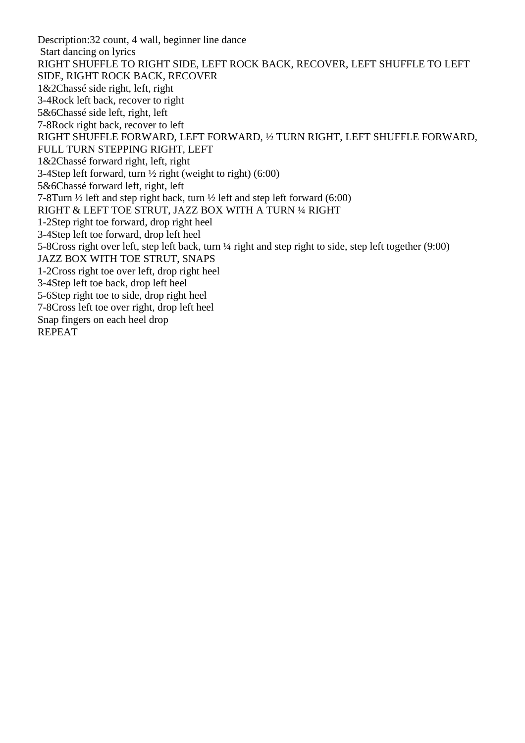Description:32 count, 4 wall, beginner line dance
Start dancing on lyrics

RIGHT SHUFFLE TO RIGHT SIDE, LEFT ROCK BACK, RECOVER, LEFT SHUFFLE TO LEFT SIDE, RIGHT ROCK BACK, RECOVER

1&2Chassé side right, left, right
3-4Rock left back, recover to right
5&6Chassé side left, right, left
7-8Rock right back, recover to left

RIGHT SHUFFLE FORWARD, LEFT FORWARD, ½ TURN RIGHT, LEFT SHUFFLE FORWARD, FULL TURN STEPPING RIGHT, LEFT

1&2Chassé forward right, left, right
3-4Step left forward, turn ½ right (weight to right) (6:00)
5&6Chassé forward left, right, left
7-8Turn ½ left and step right back, turn ½ left and step left forward (6:00)

RIGHT & LEFT TOE STRUT, JAZZ BOX WITH A TURN ¼ RIGHT

1-2Step right toe forward, drop right heel
3-4Step left toe forward, drop left heel
5-8Cross right over left, step left back, turn ¼ right and step right to side, step left together (9:00)

JAZZ BOX WITH TOE STRUT, SNAPS

1-2Cross right toe over left, drop right heel
3-4Step left toe back, drop left heel
5-6Step right toe to side, drop right heel
7-8Cross left toe over right, drop left heel
Snap fingers on each heel drop

REPEAT